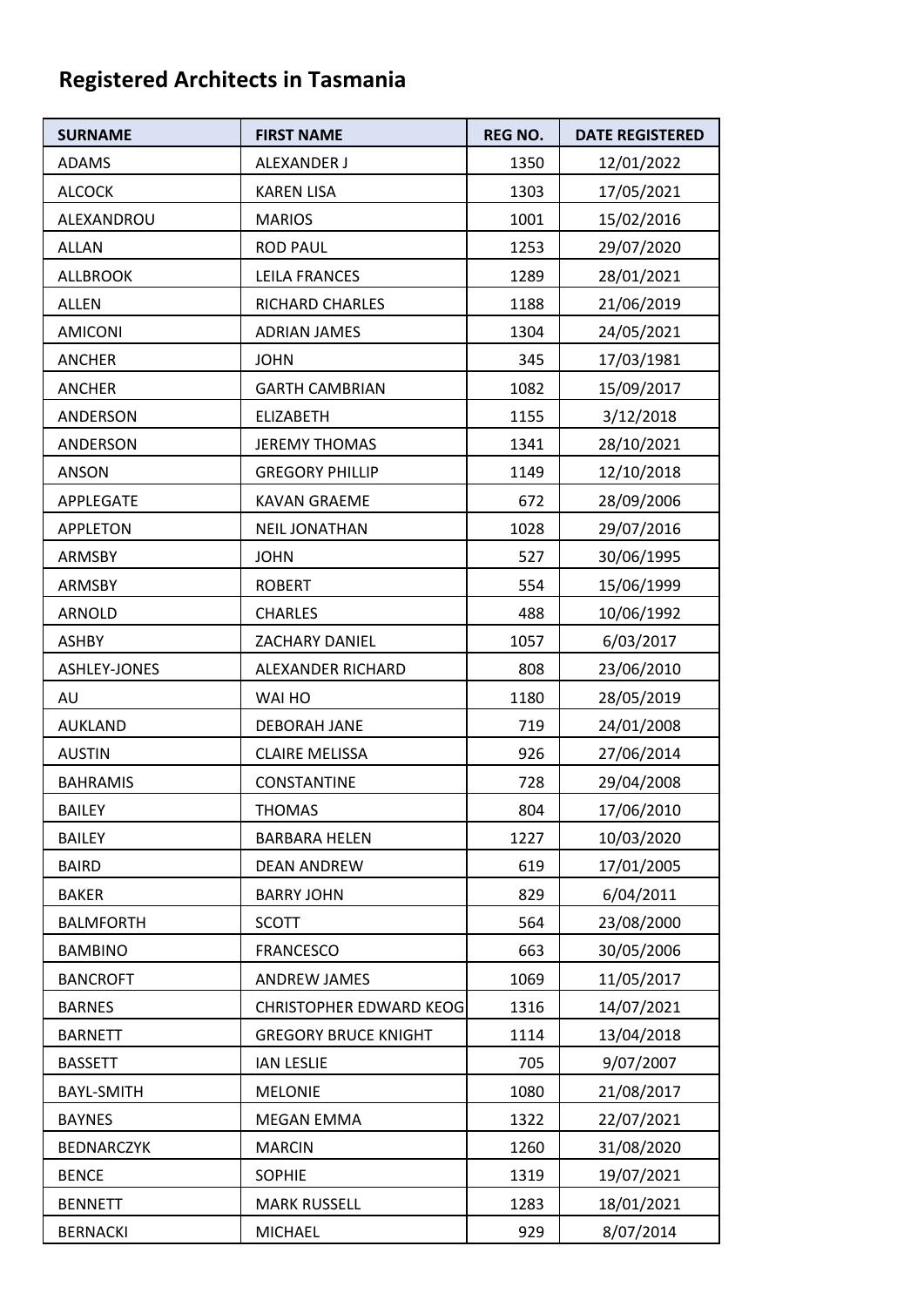# Registered Architects in Tasmania

| SURNAME | FIRST NAME | REG NO. | DATE REGISTERED |
|---|---|---|---|
| ADAMS | ALEXANDER J | 1350 | 12/01/2022 |
| ALCOCK | KAREN LISA | 1303 | 17/05/2021 |
| ALEXANDROU | MARIOS | 1001 | 15/02/2016 |
| ALLAN | ROD PAUL | 1253 | 29/07/2020 |
| ALLBROOK | LEILA FRANCES | 1289 | 28/01/2021 |
| ALLEN | RICHARD CHARLES | 1188 | 21/06/2019 |
| AMICONI | ADRIAN JAMES | 1304 | 24/05/2021 |
| ANCHER | JOHN | 345 | 17/03/1981 |
| ANCHER | GARTH CAMBRIAN | 1082 | 15/09/2017 |
| ANDERSON | ELIZABETH | 1155 | 3/12/2018 |
| ANDERSON | JEREMY THOMAS | 1341 | 28/10/2021 |
| ANSON | GREGORY PHILLIP | 1149 | 12/10/2018 |
| APPLEGATE | KAVAN GRAEME | 672 | 28/09/2006 |
| APPLETON | NEIL JONATHAN | 1028 | 29/07/2016 |
| ARMSBY | JOHN | 527 | 30/06/1995 |
| ARMSBY | ROBERT | 554 | 15/06/1999 |
| ARNOLD | CHARLES | 488 | 10/06/1992 |
| ASHBY | ZACHARY DANIEL | 1057 | 6/03/2017 |
| ASHLEY-JONES | ALEXANDER RICHARD | 808 | 23/06/2010 |
| AU | WAI HO | 1180 | 28/05/2019 |
| AUKLAND | DEBORAH JANE | 719 | 24/01/2008 |
| AUSTIN | CLAIRE MELISSA | 926 | 27/06/2014 |
| BAHRAMIS | CONSTANTINE | 728 | 29/04/2008 |
| BAILEY | THOMAS | 804 | 17/06/2010 |
| BAILEY | BARBARA HELEN | 1227 | 10/03/2020 |
| BAIRD | DEAN ANDREW | 619 | 17/01/2005 |
| BAKER | BARRY JOHN | 829 | 6/04/2011 |
| BALMFORTH | SCOTT | 564 | 23/08/2000 |
| BAMBINO | FRANCESCO | 663 | 30/05/2006 |
| BANCROFT | ANDREW JAMES | 1069 | 11/05/2017 |
| BARNES | CHRISTOPHER EDWARD KEOG | 1316 | 14/07/2021 |
| BARNETT | GREGORY BRUCE KNIGHT | 1114 | 13/04/2018 |
| BASSETT | IAN LESLIE | 705 | 9/07/2007 |
| BAYL-SMITH | MELONIE | 1080 | 21/08/2017 |
| BAYNES | MEGAN EMMA | 1322 | 22/07/2021 |
| BEDNARCZYK | MARCIN | 1260 | 31/08/2020 |
| BENCE | SOPHIE | 1319 | 19/07/2021 |
| BENNETT | MARK RUSSELL | 1283 | 18/01/2021 |
| BERNACKI | MICHAEL | 929 | 8/07/2014 |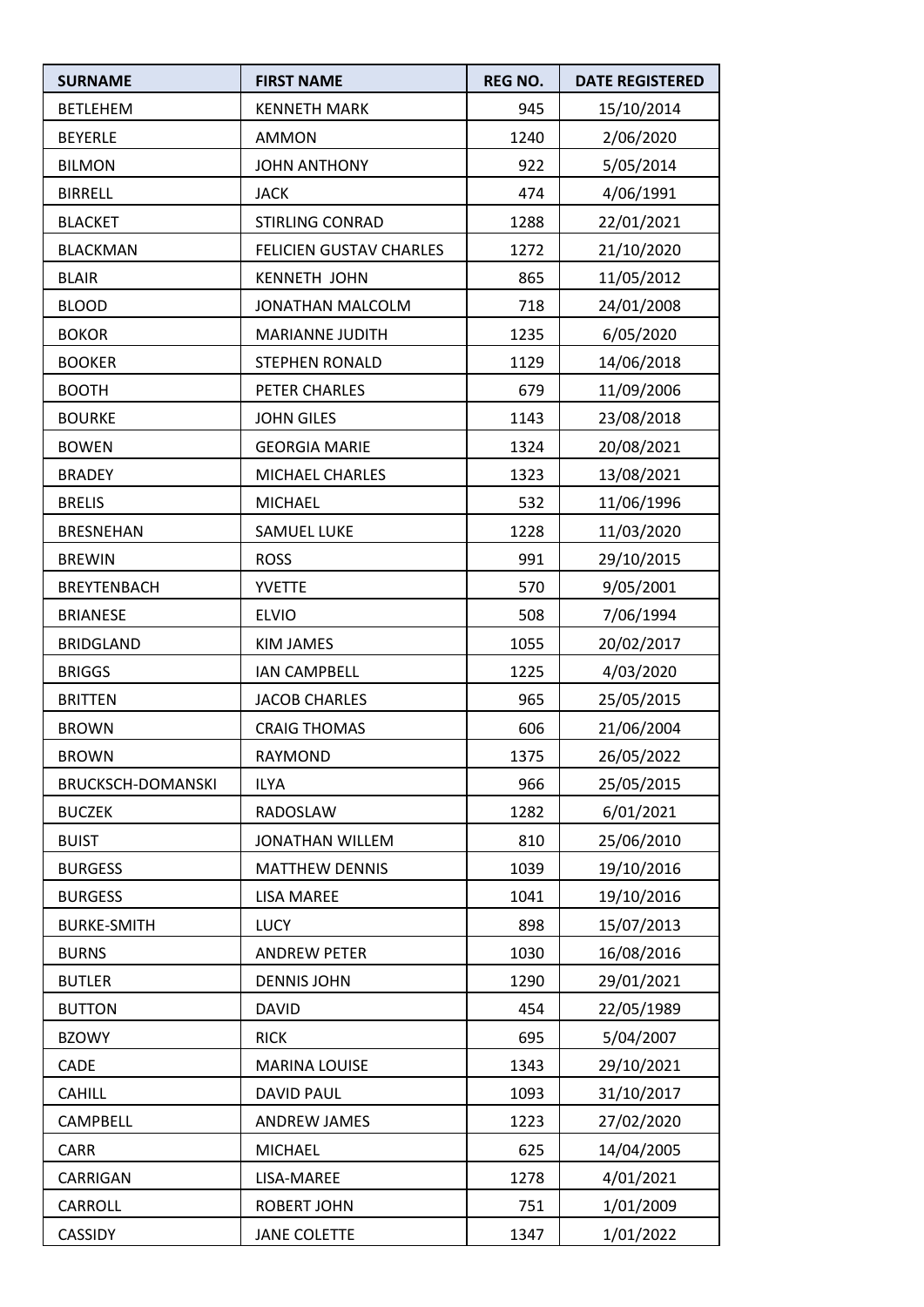| SURNAME | FIRST NAME | REG NO. | DATE REGISTERED |
|---|---|---|---|
| BETLEHEM | KENNETH MARK | 945 | 15/10/2014 |
| BEYERLE | AMMON | 1240 | 2/06/2020 |
| BILMON | JOHN ANTHONY | 922 | 5/05/2014 |
| BIRRELL | JACK | 474 | 4/06/1991 |
| BLACKET | STIRLING CONRAD | 1288 | 22/01/2021 |
| BLACKMAN | FELICIEN GUSTAV CHARLES | 1272 | 21/10/2020 |
| BLAIR | KENNETH JOHN | 865 | 11/05/2012 |
| BLOOD | JONATHAN MALCOLM | 718 | 24/01/2008 |
| BOKOR | MARIANNE JUDITH | 1235 | 6/05/2020 |
| BOOKER | STEPHEN RONALD | 1129 | 14/06/2018 |
| BOOTH | PETER CHARLES | 679 | 11/09/2006 |
| BOURKE | JOHN GILES | 1143 | 23/08/2018 |
| BOWEN | GEORGIA MARIE | 1324 | 20/08/2021 |
| BRADEY | MICHAEL CHARLES | 1323 | 13/08/2021 |
| BRELIS | MICHAEL | 532 | 11/06/1996 |
| BRESNEHAN | SAMUEL LUKE | 1228 | 11/03/2020 |
| BREWIN | ROSS | 991 | 29/10/2015 |
| BREYTENBACH | YVETTE | 570 | 9/05/2001 |
| BRIANESE | ELVIO | 508 | 7/06/1994 |
| BRIDGLAND | KIM JAMES | 1055 | 20/02/2017 |
| BRIGGS | IAN CAMPBELL | 1225 | 4/03/2020 |
| BRITTEN | JACOB CHARLES | 965 | 25/05/2015 |
| BROWN | CRAIG THOMAS | 606 | 21/06/2004 |
| BROWN | RAYMOND | 1375 | 26/05/2022 |
| BRUCKSCH-DOMANSKI | ILYA | 966 | 25/05/2015 |
| BUCZEK | RADOSLAW | 1282 | 6/01/2021 |
| BUIST | JONATHAN WILLEM | 810 | 25/06/2010 |
| BURGESS | MATTHEW DENNIS | 1039 | 19/10/2016 |
| BURGESS | LISA MAREE | 1041 | 19/10/2016 |
| BURKE-SMITH | LUCY | 898 | 15/07/2013 |
| BURNS | ANDREW PETER | 1030 | 16/08/2016 |
| BUTLER | DENNIS JOHN | 1290 | 29/01/2021 |
| BUTTON | DAVID | 454 | 22/05/1989 |
| BZOWY | RICK | 695 | 5/04/2007 |
| CADE | MARINA LOUISE | 1343 | 29/10/2021 |
| CAHILL | DAVID PAUL | 1093 | 31/10/2017 |
| CAMPBELL | ANDREW JAMES | 1223 | 27/02/2020 |
| CARR | MICHAEL | 625 | 14/04/2005 |
| CARRIGAN | LISA-MAREE | 1278 | 4/01/2021 |
| CARROLL | ROBERT JOHN | 751 | 1/01/2009 |
| CASSIDY | JANE COLETTE | 1347 | 1/01/2022 |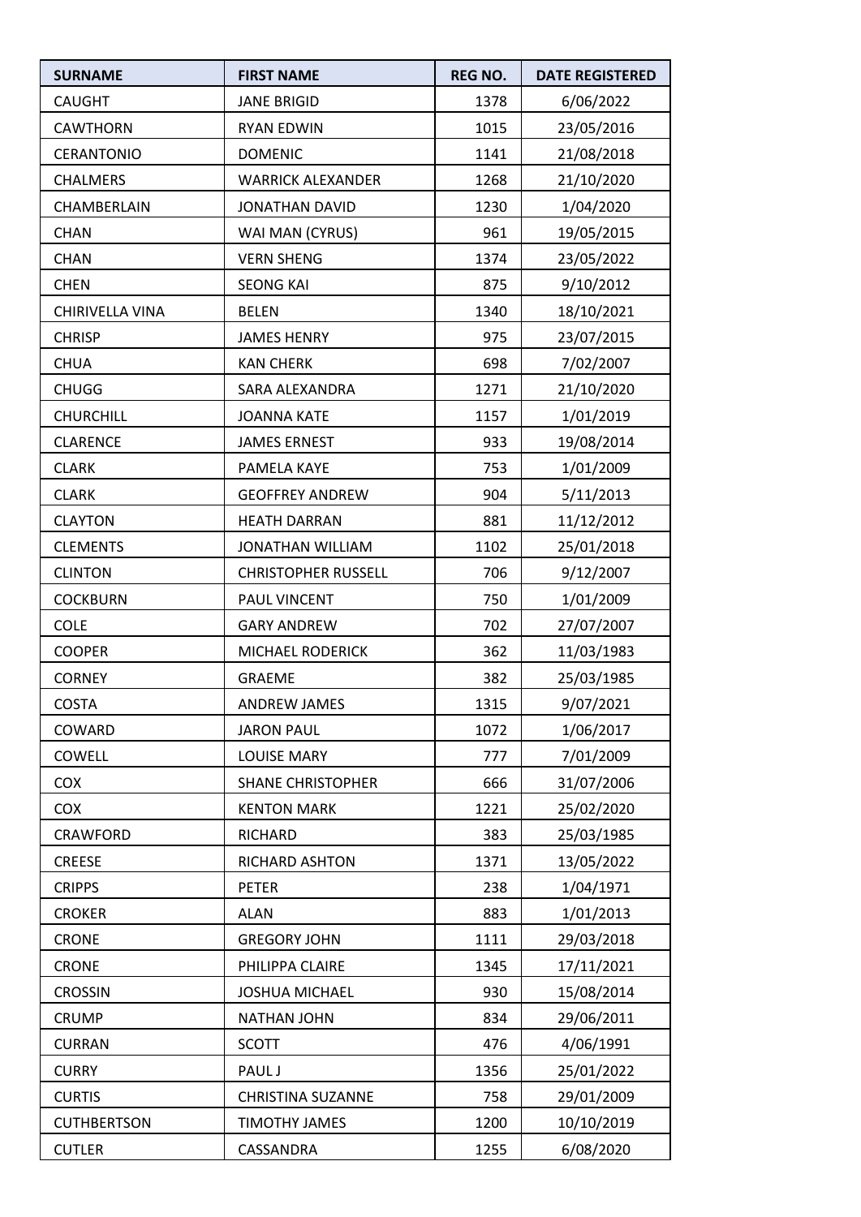| SURNAME | FIRST NAME | REG NO. | DATE REGISTERED |
|---|---|---|---|
| CAUGHT | JANE BRIGID | 1378 | 6/06/2022 |
| CAWTHORN | RYAN EDWIN | 1015 | 23/05/2016 |
| CERANTONIO | DOMENIC | 1141 | 21/08/2018 |
| CHALMERS | WARRICK ALEXANDER | 1268 | 21/10/2020 |
| CHAMBERLAIN | JONATHAN DAVID | 1230 | 1/04/2020 |
| CHAN | WAI MAN (CYRUS) | 961 | 19/05/2015 |
| CHAN | VERN SHENG | 1374 | 23/05/2022 |
| CHEN | SEONG KAI | 875 | 9/10/2012 |
| CHIRIVELLA VINA | BELEN | 1340 | 18/10/2021 |
| CHRISP | JAMES HENRY | 975 | 23/07/2015 |
| CHUA | KAN CHERK | 698 | 7/02/2007 |
| CHUGG | SARA ALEXANDRA | 1271 | 21/10/2020 |
| CHURCHILL | JOANNA KATE | 1157 | 1/01/2019 |
| CLARENCE | JAMES ERNEST | 933 | 19/08/2014 |
| CLARK | PAMELA KAYE | 753 | 1/01/2009 |
| CLARK | GEOFFREY ANDREW | 904 | 5/11/2013 |
| CLAYTON | HEATH DARRAN | 881 | 11/12/2012 |
| CLEMENTS | JONATHAN WILLIAM | 1102 | 25/01/2018 |
| CLINTON | CHRISTOPHER RUSSELL | 706 | 9/12/2007 |
| COCKBURN | PAUL VINCENT | 750 | 1/01/2009 |
| COLE | GARY ANDREW | 702 | 27/07/2007 |
| COOPER | MICHAEL RODERICK | 362 | 11/03/1983 |
| CORNEY | GRAEME | 382 | 25/03/1985 |
| COSTA | ANDREW JAMES | 1315 | 9/07/2021 |
| COWARD | JARON PAUL | 1072 | 1/06/2017 |
| COWELL | LOUISE MARY | 777 | 7/01/2009 |
| COX | SHANE CHRISTOPHER | 666 | 31/07/2006 |
| COX | KENTON MARK | 1221 | 25/02/2020 |
| CRAWFORD | RICHARD | 383 | 25/03/1985 |
| CREESE | RICHARD ASHTON | 1371 | 13/05/2022 |
| CRIPPS | PETER | 238 | 1/04/1971 |
| CROKER | ALAN | 883 | 1/01/2013 |
| CRONE | GREGORY JOHN | 1111 | 29/03/2018 |
| CRONE | PHILIPPA CLAIRE | 1345 | 17/11/2021 |
| CROSSIN | JOSHUA MICHAEL | 930 | 15/08/2014 |
| CRUMP | NATHAN JOHN | 834 | 29/06/2011 |
| CURRAN | SCOTT | 476 | 4/06/1991 |
| CURRY | PAUL J | 1356 | 25/01/2022 |
| CURTIS | CHRISTINA SUZANNE | 758 | 29/01/2009 |
| CUTHBERTSON | TIMOTHY JAMES | 1200 | 10/10/2019 |
| CUTLER | CASSANDRA | 1255 | 6/08/2020 |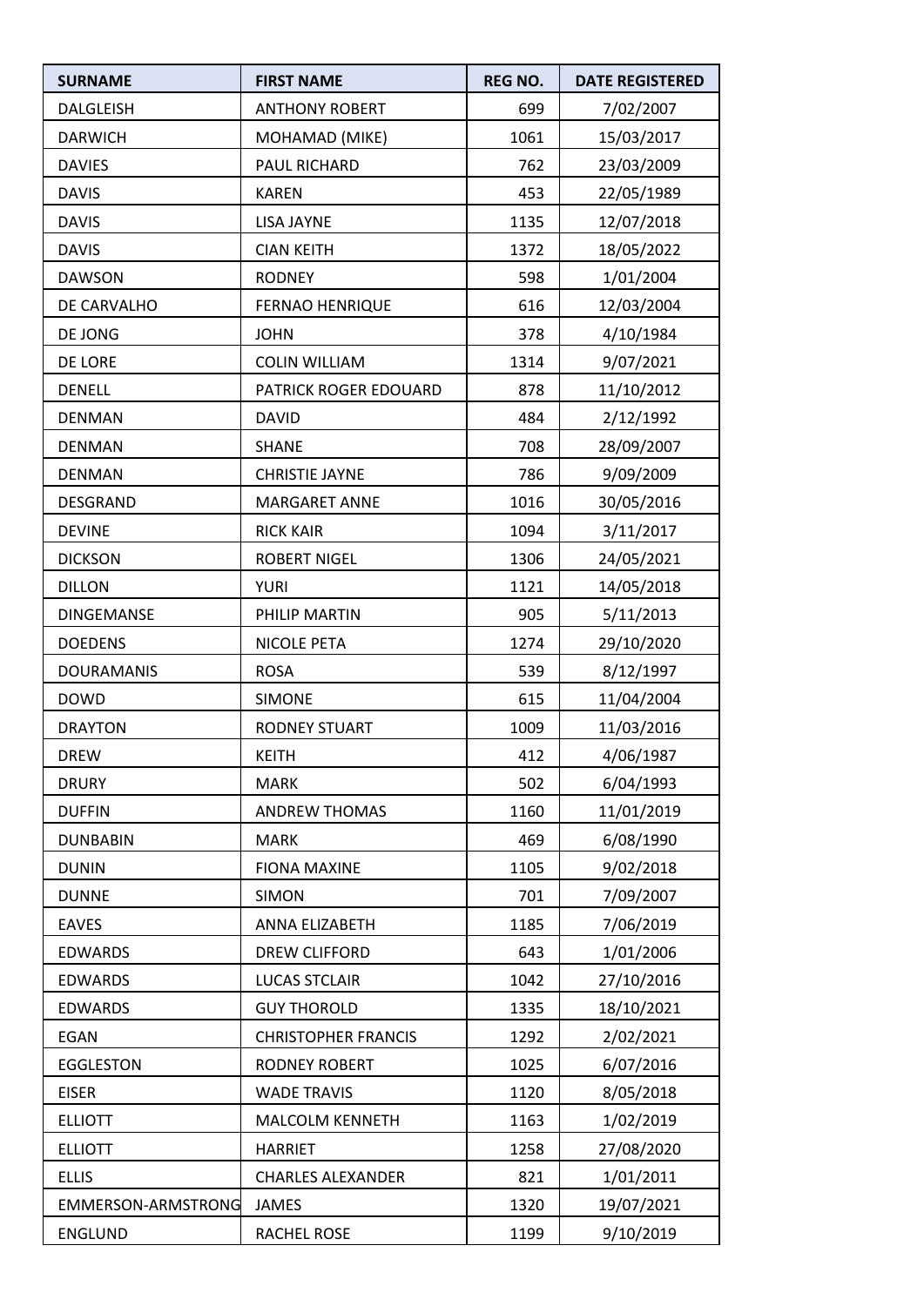| SURNAME | FIRST NAME | REG NO. | DATE REGISTERED |
|---|---|---|---|
| DALGLEISH | ANTHONY ROBERT | 699 | 7/02/2007 |
| DARWICH | MOHAMAD (MIKE) | 1061 | 15/03/2017 |
| DAVIES | PAUL RICHARD | 762 | 23/03/2009 |
| DAVIS | KAREN | 453 | 22/05/1989 |
| DAVIS | LISA JAYNE | 1135 | 12/07/2018 |
| DAVIS | CIAN KEITH | 1372 | 18/05/2022 |
| DAWSON | RODNEY | 598 | 1/01/2004 |
| DE CARVALHO | FERNAO HENRIQUE | 616 | 12/03/2004 |
| DE JONG | JOHN | 378 | 4/10/1984 |
| DE LORE | COLIN WILLIAM | 1314 | 9/07/2021 |
| DENELL | PATRICK ROGER EDOUARD | 878 | 11/10/2012 |
| DENMAN | DAVID | 484 | 2/12/1992 |
| DENMAN | SHANE | 708 | 28/09/2007 |
| DENMAN | CHRISTIE JAYNE | 786 | 9/09/2009 |
| DESGRAND | MARGARET ANNE | 1016 | 30/05/2016 |
| DEVINE | RICK KAIR | 1094 | 3/11/2017 |
| DICKSON | ROBERT NIGEL | 1306 | 24/05/2021 |
| DILLON | YURI | 1121 | 14/05/2018 |
| DINGEMANSE | PHILIP MARTIN | 905 | 5/11/2013 |
| DOEDENS | NICOLE PETA | 1274 | 29/10/2020 |
| DOURAMANIS | ROSA | 539 | 8/12/1997 |
| DOWD | SIMONE | 615 | 11/04/2004 |
| DRAYTON | RODNEY STUART | 1009 | 11/03/2016 |
| DREW | KEITH | 412 | 4/06/1987 |
| DRURY | MARK | 502 | 6/04/1993 |
| DUFFIN | ANDREW THOMAS | 1160 | 11/01/2019 |
| DUNBABIN | MARK | 469 | 6/08/1990 |
| DUNIN | FIONA MAXINE | 1105 | 9/02/2018 |
| DUNNE | SIMON | 701 | 7/09/2007 |
| EAVES | ANNA ELIZABETH | 1185 | 7/06/2019 |
| EDWARDS | DREW CLIFFORD | 643 | 1/01/2006 |
| EDWARDS | LUCAS STCLAIR | 1042 | 27/10/2016 |
| EDWARDS | GUY THOROLD | 1335 | 18/10/2021 |
| EGAN | CHRISTOPHER FRANCIS | 1292 | 2/02/2021 |
| EGGLESTON | RODNEY ROBERT | 1025 | 6/07/2016 |
| EISER | WADE TRAVIS | 1120 | 8/05/2018 |
| ELLIOTT | MALCOLM KENNETH | 1163 | 1/02/2019 |
| ELLIOTT | HARRIET | 1258 | 27/08/2020 |
| ELLIS | CHARLES ALEXANDER | 821 | 1/01/2011 |
| EMMERSON-ARMSTRONG | JAMES | 1320 | 19/07/2021 |
| ENGLUND | RACHEL ROSE | 1199 | 9/10/2019 |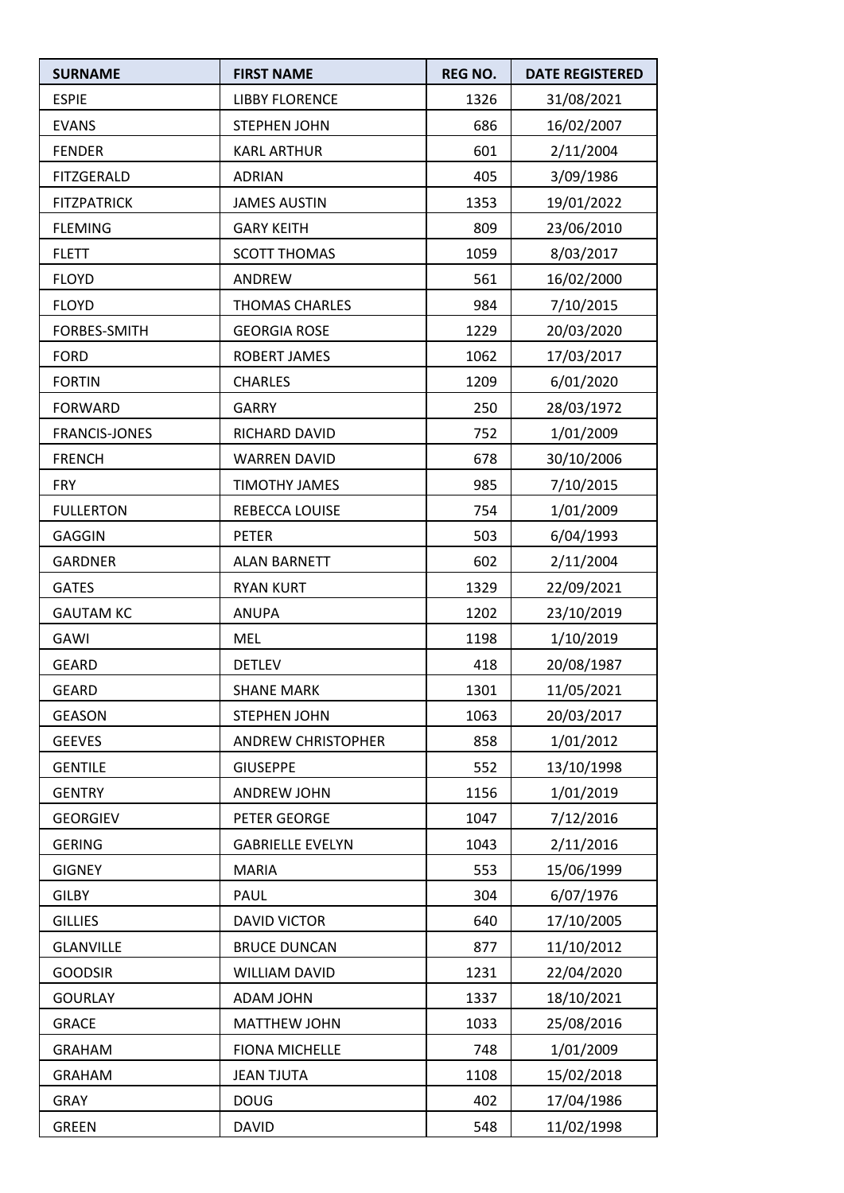| SURNAME | FIRST NAME | REG NO. | DATE REGISTERED |
|---|---|---|---|
| ESPIE | LIBBY FLORENCE | 1326 | 31/08/2021 |
| EVANS | STEPHEN JOHN | 686 | 16/02/2007 |
| FENDER | KARL ARTHUR | 601 | 2/11/2004 |
| FITZGERALD | ADRIAN | 405 | 3/09/1986 |
| FITZPATRICK | JAMES AUSTIN | 1353 | 19/01/2022 |
| FLEMING | GARY KEITH | 809 | 23/06/2010 |
| FLETT | SCOTT THOMAS | 1059 | 8/03/2017 |
| FLOYD | ANDREW | 561 | 16/02/2000 |
| FLOYD | THOMAS CHARLES | 984 | 7/10/2015 |
| FORBES-SMITH | GEORGIA ROSE | 1229 | 20/03/2020 |
| FORD | ROBERT JAMES | 1062 | 17/03/2017 |
| FORTIN | CHARLES | 1209 | 6/01/2020 |
| FORWARD | GARRY | 250 | 28/03/1972 |
| FRANCIS-JONES | RICHARD DAVID | 752 | 1/01/2009 |
| FRENCH | WARREN DAVID | 678 | 30/10/2006 |
| FRY | TIMOTHY JAMES | 985 | 7/10/2015 |
| FULLERTON | REBECCA LOUISE | 754 | 1/01/2009 |
| GAGGIN | PETER | 503 | 6/04/1993 |
| GARDNER | ALAN BARNETT | 602 | 2/11/2004 |
| GATES | RYAN KURT | 1329 | 22/09/2021 |
| GAUTAM KC | ANUPA | 1202 | 23/10/2019 |
| GAWI | MEL | 1198 | 1/10/2019 |
| GEARD | DETLEV | 418 | 20/08/1987 |
| GEARD | SHANE MARK | 1301 | 11/05/2021 |
| GEASON | STEPHEN JOHN | 1063 | 20/03/2017 |
| GEEVES | ANDREW CHRISTOPHER | 858 | 1/01/2012 |
| GENTILE | GIUSEPPE | 552 | 13/10/1998 |
| GENTRY | ANDREW JOHN | 1156 | 1/01/2019 |
| GEORGIEV | PETER GEORGE | 1047 | 7/12/2016 |
| GERING | GABRIELLE EVELYN | 1043 | 2/11/2016 |
| GIGNEY | MARIA | 553 | 15/06/1999 |
| GILBY | PAUL | 304 | 6/07/1976 |
| GILLIES | DAVID VICTOR | 640 | 17/10/2005 |
| GLANVILLE | BRUCE DUNCAN | 877 | 11/10/2012 |
| GOODSIR | WILLIAM DAVID | 1231 | 22/04/2020 |
| GOURLAY | ADAM JOHN | 1337 | 18/10/2021 |
| GRACE | MATTHEW JOHN | 1033 | 25/08/2016 |
| GRAHAM | FIONA MICHELLE | 748 | 1/01/2009 |
| GRAHAM | JEAN TJUTA | 1108 | 15/02/2018 |
| GRAY | DOUG | 402 | 17/04/1986 |
| GREEN | DAVID | 548 | 11/02/1998 |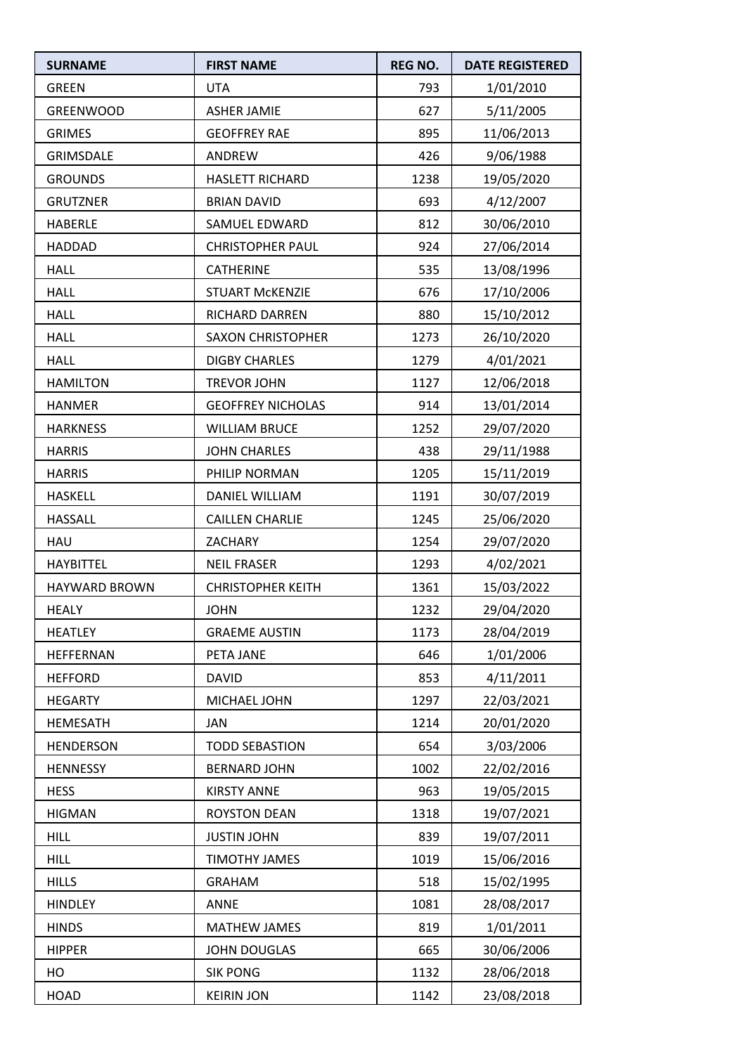| SURNAME | FIRST NAME | REG NO. | DATE REGISTERED |
|---|---|---|---|
| GREEN | UTA | 793 | 1/01/2010 |
| GREENWOOD | ASHER JAMIE | 627 | 5/11/2005 |
| GRIMES | GEOFFREY RAE | 895 | 11/06/2013 |
| GRIMSDALE | ANDREW | 426 | 9/06/1988 |
| GROUNDS | HASLETT RICHARD | 1238 | 19/05/2020 |
| GRUTZNER | BRIAN DAVID | 693 | 4/12/2007 |
| HABERLE | SAMUEL EDWARD | 812 | 30/06/2010 |
| HADDAD | CHRISTOPHER PAUL | 924 | 27/06/2014 |
| HALL | CATHERINE | 535 | 13/08/1996 |
| HALL | STUART McKENZIE | 676 | 17/10/2006 |
| HALL | RICHARD DARREN | 880 | 15/10/2012 |
| HALL | SAXON CHRISTOPHER | 1273 | 26/10/2020 |
| HALL | DIGBY CHARLES | 1279 | 4/01/2021 |
| HAMILTON | TREVOR JOHN | 1127 | 12/06/2018 |
| HANMER | GEOFFREY NICHOLAS | 914 | 13/01/2014 |
| HARKNESS | WILLIAM BRUCE | 1252 | 29/07/2020 |
| HARRIS | JOHN CHARLES | 438 | 29/11/1988 |
| HARRIS | PHILIP NORMAN | 1205 | 15/11/2019 |
| HASKELL | DANIEL WILLIAM | 1191 | 30/07/2019 |
| HASSALL | CAILLEN CHARLIE | 1245 | 25/06/2020 |
| HAU | ZACHARY | 1254 | 29/07/2020 |
| HAYBITTEL | NEIL FRASER | 1293 | 4/02/2021 |
| HAYWARD BROWN | CHRISTOPHER KEITH | 1361 | 15/03/2022 |
| HEALY | JOHN | 1232 | 29/04/2020 |
| HEATLEY | GRAEME AUSTIN | 1173 | 28/04/2019 |
| HEFFERNAN | PETA JANE | 646 | 1/01/2006 |
| HEFFORD | DAVID | 853 | 4/11/2011 |
| HEGARTY | MICHAEL JOHN | 1297 | 22/03/2021 |
| HEMESATH | JAN | 1214 | 20/01/2020 |
| HENDERSON | TODD SEBASTION | 654 | 3/03/2006 |
| HENNESSY | BERNARD JOHN | 1002 | 22/02/2016 |
| HESS | KIRSTY ANNE | 963 | 19/05/2015 |
| HIGMAN | ROYSTON DEAN | 1318 | 19/07/2021 |
| HILL | JUSTIN JOHN | 839 | 19/07/2011 |
| HILL | TIMOTHY JAMES | 1019 | 15/06/2016 |
| HILLS | GRAHAM | 518 | 15/02/1995 |
| HINDLEY | ANNE | 1081 | 28/08/2017 |
| HINDS | MATHEW JAMES | 819 | 1/01/2011 |
| HIPPER | JOHN DOUGLAS | 665 | 30/06/2006 |
| HO | SIK PONG | 1132 | 28/06/2018 |
| HOAD | KEIRIN JON | 1142 | 23/08/2018 |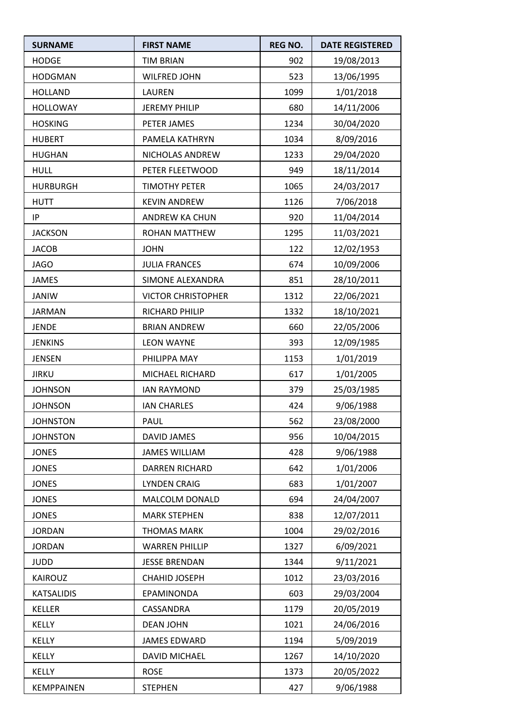| SURNAME | FIRST NAME | REG NO. | DATE REGISTERED |
| --- | --- | --- | --- |
| HODGE | TIM BRIAN | 902 | 19/08/2013 |
| HODGMAN | WILFRED JOHN | 523 | 13/06/1995 |
| HOLLAND | LAUREN | 1099 | 1/01/2018 |
| HOLLOWAY | JEREMY PHILIP | 680 | 14/11/2006 |
| HOSKING | PETER JAMES | 1234 | 30/04/2020 |
| HUBERT | PAMELA KATHRYN | 1034 | 8/09/2016 |
| HUGHAN | NICHOLAS ANDREW | 1233 | 29/04/2020 |
| HULL | PETER FLEETWOOD | 949 | 18/11/2014 |
| HURBURGH | TIMOTHY PETER | 1065 | 24/03/2017 |
| HUTT | KEVIN ANDREW | 1126 | 7/06/2018 |
| IP | ANDREW KA CHUN | 920 | 11/04/2014 |
| JACKSON | ROHAN MATTHEW | 1295 | 11/03/2021 |
| JACOB | JOHN | 122 | 12/02/1953 |
| JAGO | JULIA FRANCES | 674 | 10/09/2006 |
| JAMES | SIMONE ALEXANDRA | 851 | 28/10/2011 |
| JANIW | VICTOR CHRISTOPHER | 1312 | 22/06/2021 |
| JARMAN | RICHARD PHILIP | 1332 | 18/10/2021 |
| JENDE | BRIAN ANDREW | 660 | 22/05/2006 |
| JENKINS | LEON WAYNE | 393 | 12/09/1985 |
| JENSEN | PHILIPPA MAY | 1153 | 1/01/2019 |
| JIRKU | MICHAEL RICHARD | 617 | 1/01/2005 |
| JOHNSON | IAN RAYMOND | 379 | 25/03/1985 |
| JOHNSON | IAN CHARLES | 424 | 9/06/1988 |
| JOHNSTON | PAUL | 562 | 23/08/2000 |
| JOHNSTON | DAVID JAMES | 956 | 10/04/2015 |
| JONES | JAMES WILLIAM | 428 | 9/06/1988 |
| JONES | DARREN RICHARD | 642 | 1/01/2006 |
| JONES | LYNDEN CRAIG | 683 | 1/01/2007 |
| JONES | MALCOLM DONALD | 694 | 24/04/2007 |
| JONES | MARK STEPHEN | 838 | 12/07/2011 |
| JORDAN | THOMAS MARK | 1004 | 29/02/2016 |
| JORDAN | WARREN PHILLIP | 1327 | 6/09/2021 |
| JUDD | JESSE BRENDAN | 1344 | 9/11/2021 |
| KAIROUZ | CHAHID JOSEPH | 1012 | 23/03/2016 |
| KATSALIDIS | EPAMINONDA | 603 | 29/03/2004 |
| KELLER | CASSANDRA | 1179 | 20/05/2019 |
| KELLY | DEAN JOHN | 1021 | 24/06/2016 |
| KELLY | JAMES EDWARD | 1194 | 5/09/2019 |
| KELLY | DAVID MICHAEL | 1267 | 14/10/2020 |
| KELLY | ROSE | 1373 | 20/05/2022 |
| KEMPPAINEN | STEPHEN | 427 | 9/06/1988 |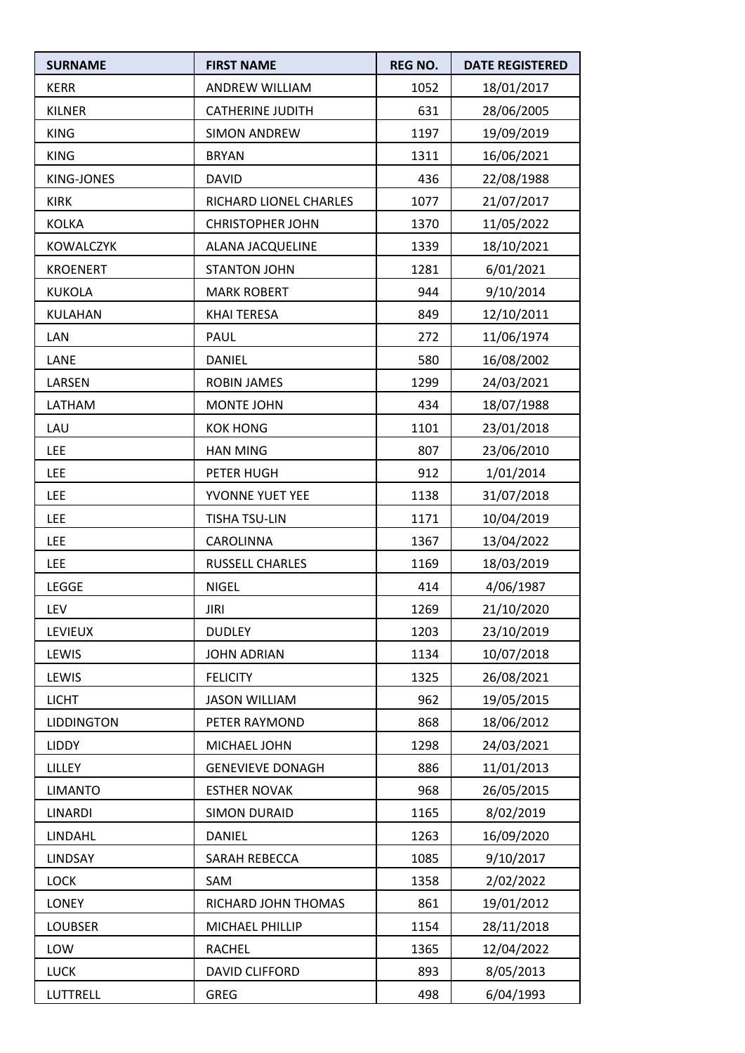| SURNAME | FIRST NAME | REG NO. | DATE REGISTERED |
| --- | --- | --- | --- |
| KERR | ANDREW WILLIAM | 1052 | 18/01/2017 |
| KILNER | CATHERINE JUDITH | 631 | 28/06/2005 |
| KING | SIMON ANDREW | 1197 | 19/09/2019 |
| KING | BRYAN | 1311 | 16/06/2021 |
| KING-JONES | DAVID | 436 | 22/08/1988 |
| KIRK | RICHARD LIONEL CHARLES | 1077 | 21/07/2017 |
| KOLKA | CHRISTOPHER JOHN | 1370 | 11/05/2022 |
| KOWALCZYK | ALANA JACQUELINE | 1339 | 18/10/2021 |
| KROENERT | STANTON JOHN | 1281 | 6/01/2021 |
| KUKOLA | MARK ROBERT | 944 | 9/10/2014 |
| KULAHAN | KHAI TERESA | 849 | 12/10/2011 |
| LAN | PAUL | 272 | 11/06/1974 |
| LANE | DANIEL | 580 | 16/08/2002 |
| LARSEN | ROBIN JAMES | 1299 | 24/03/2021 |
| LATHAM | MONTE JOHN | 434 | 18/07/1988 |
| LAU | KOK HONG | 1101 | 23/01/2018 |
| LEE | HAN MING | 807 | 23/06/2010 |
| LEE | PETER HUGH | 912 | 1/01/2014 |
| LEE | YVONNE YUET YEE | 1138 | 31/07/2018 |
| LEE | TISHA TSU-LIN | 1171 | 10/04/2019 |
| LEE | CAROLINNA | 1367 | 13/04/2022 |
| LEE | RUSSELL CHARLES | 1169 | 18/03/2019 |
| LEGGE | NIGEL | 414 | 4/06/1987 |
| LEV | JIRI | 1269 | 21/10/2020 |
| LEVIEUX | DUDLEY | 1203 | 23/10/2019 |
| LEWIS | JOHN ADRIAN | 1134 | 10/07/2018 |
| LEWIS | FELICITY | 1325 | 26/08/2021 |
| LICHT | JASON WILLIAM | 962 | 19/05/2015 |
| LIDDINGTON | PETER RAYMOND | 868 | 18/06/2012 |
| LIDDY | MICHAEL JOHN | 1298 | 24/03/2021 |
| LILLEY | GENEVIEVE DONAGH | 886 | 11/01/2013 |
| LIMANTO | ESTHER NOVAK | 968 | 26/05/2015 |
| LINARDI | SIMON DURAID | 1165 | 8/02/2019 |
| LINDAHL | DANIEL | 1263 | 16/09/2020 |
| LINDSAY | SARAH REBECCA | 1085 | 9/10/2017 |
| LOCK | SAM | 1358 | 2/02/2022 |
| LONEY | RICHARD JOHN THOMAS | 861 | 19/01/2012 |
| LOUBSER | MICHAEL PHILLIP | 1154 | 28/11/2018 |
| LOW | RACHEL | 1365 | 12/04/2022 |
| LUCK | DAVID CLIFFORD | 893 | 8/05/2013 |
| LUTTRELL | GREG | 498 | 6/04/1993 |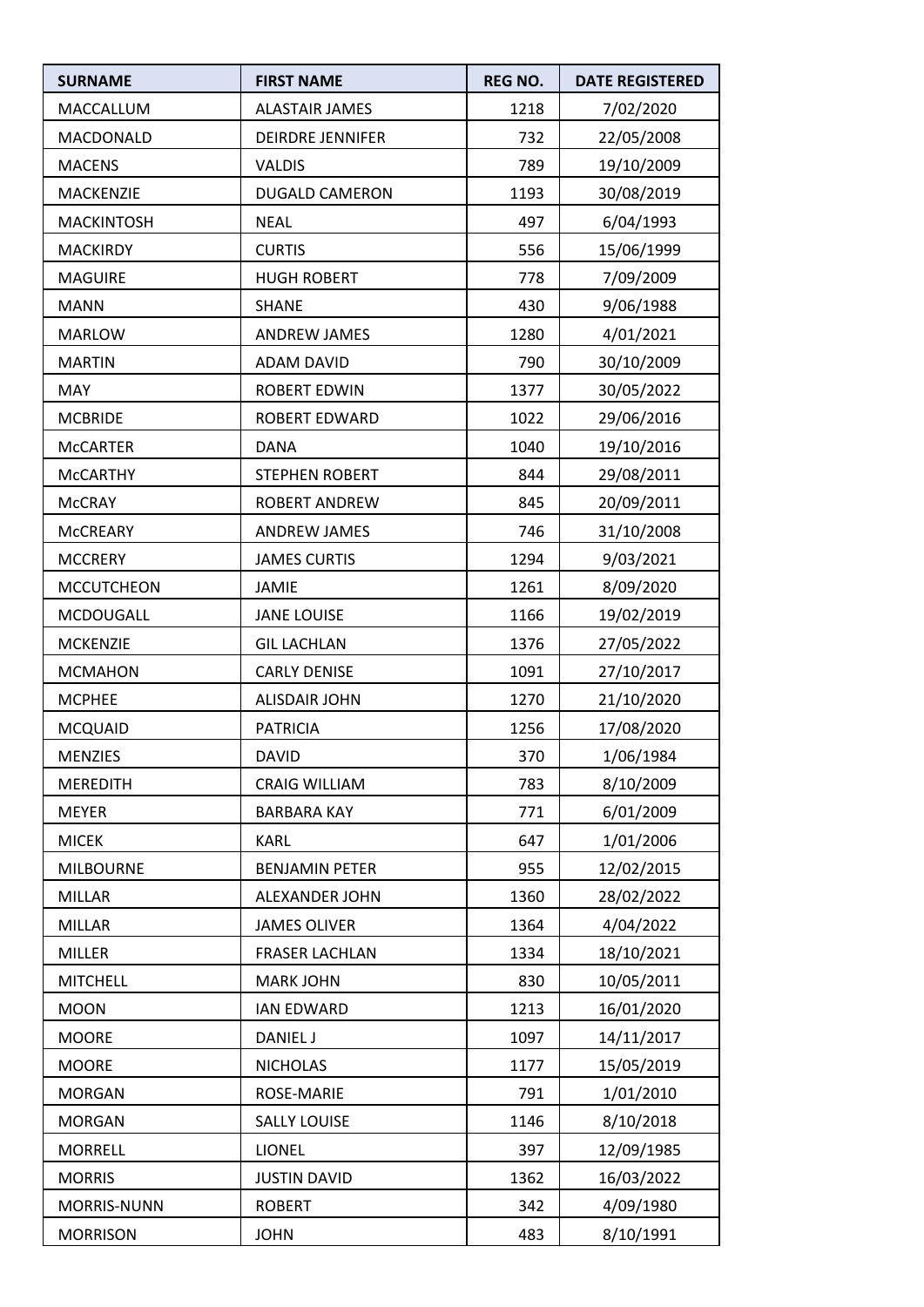| SURNAME | FIRST NAME | REG NO. | DATE REGISTERED |
| --- | --- | --- | --- |
| MACCALLUM | ALASTAIR JAMES | 1218 | 7/02/2020 |
| MACDONALD | DEIRDRE JENNIFER | 732 | 22/05/2008 |
| MACENS | VALDIS | 789 | 19/10/2009 |
| MACKENZIE | DUGALD CAMERON | 1193 | 30/08/2019 |
| MACKINTOSH | NEAL | 497 | 6/04/1993 |
| MACKIRDY | CURTIS | 556 | 15/06/1999 |
| MAGUIRE | HUGH ROBERT | 778 | 7/09/2009 |
| MANN | SHANE | 430 | 9/06/1988 |
| MARLOW | ANDREW JAMES | 1280 | 4/01/2021 |
| MARTIN | ADAM DAVID | 790 | 30/10/2009 |
| MAY | ROBERT EDWIN | 1377 | 30/05/2022 |
| MCBRIDE | ROBERT EDWARD | 1022 | 29/06/2016 |
| McCARTER | DANA | 1040 | 19/10/2016 |
| McCARTHY | STEPHEN ROBERT | 844 | 29/08/2011 |
| McCRAY | ROBERT ANDREW | 845 | 20/09/2011 |
| McCREARY | ANDREW JAMES | 746 | 31/10/2008 |
| MCCRERY | JAMES CURTIS | 1294 | 9/03/2021 |
| MCCUTCHEON | JAMIE | 1261 | 8/09/2020 |
| MCDOUGALL | JANE LOUISE | 1166 | 19/02/2019 |
| MCKENZIE | GIL LACHLAN | 1376 | 27/05/2022 |
| MCMAHON | CARLY DENISE | 1091 | 27/10/2017 |
| MCPHEE | ALISDAIR JOHN | 1270 | 21/10/2020 |
| MCQUAID | PATRICIA | 1256 | 17/08/2020 |
| MENZIES | DAVID | 370 | 1/06/1984 |
| MEREDITH | CRAIG WILLIAM | 783 | 8/10/2009 |
| MEYER | BARBARA KAY | 771 | 6/01/2009 |
| MICEK | KARL | 647 | 1/01/2006 |
| MILBOURNE | BENJAMIN PETER | 955 | 12/02/2015 |
| MILLAR | ALEXANDER JOHN | 1360 | 28/02/2022 |
| MILLAR | JAMES OLIVER | 1364 | 4/04/2022 |
| MILLER | FRASER LACHLAN | 1334 | 18/10/2021 |
| MITCHELL | MARK JOHN | 830 | 10/05/2011 |
| MOON | IAN EDWARD | 1213 | 16/01/2020 |
| MOORE | DANIEL J | 1097 | 14/11/2017 |
| MOORE | NICHOLAS | 1177 | 15/05/2019 |
| MORGAN | ROSE-MARIE | 791 | 1/01/2010 |
| MORGAN | SALLY LOUISE | 1146 | 8/10/2018 |
| MORRELL | LIONEL | 397 | 12/09/1985 |
| MORRIS | JUSTIN DAVID | 1362 | 16/03/2022 |
| MORRIS-NUNN | ROBERT | 342 | 4/09/1980 |
| MORRISON | JOHN | 483 | 8/10/1991 |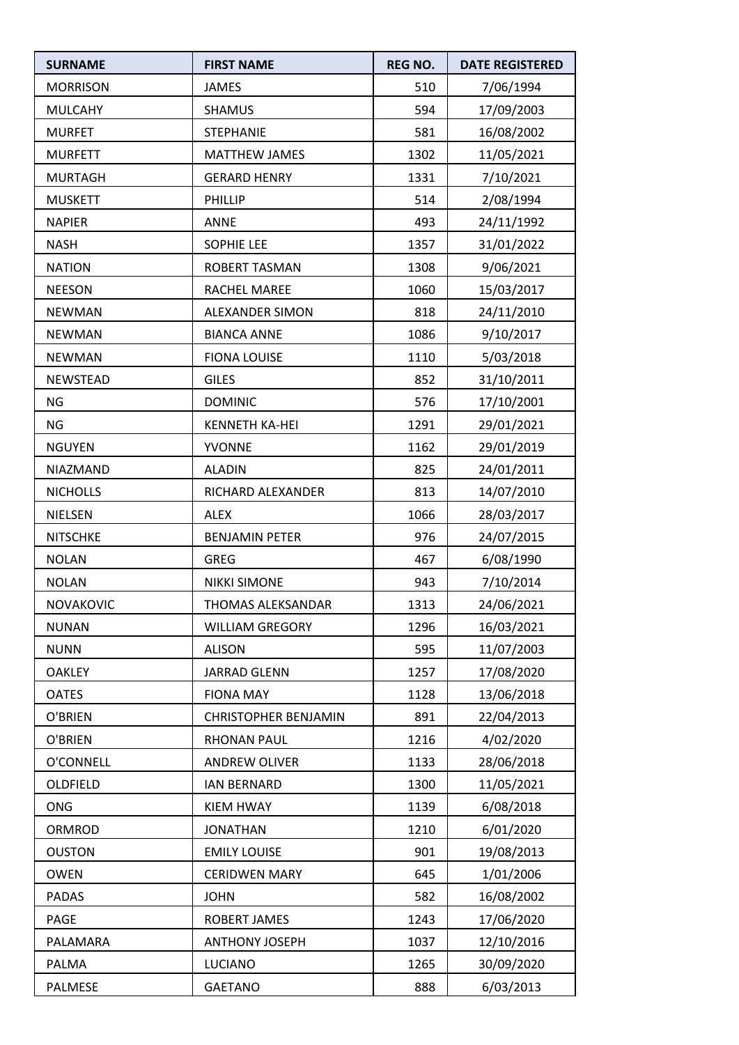| SURNAME | FIRST NAME | REG NO. | DATE REGISTERED |
|---|---|---|---|
| MORRISON | JAMES | 510 | 7/06/1994 |
| MULCAHY | SHAMUS | 594 | 17/09/2003 |
| MURFET | STEPHANIE | 581 | 16/08/2002 |
| MURFETT | MATTHEW JAMES | 1302 | 11/05/2021 |
| MURTAGH | GERARD HENRY | 1331 | 7/10/2021 |
| MUSKETT | PHILLIP | 514 | 2/08/1994 |
| NAPIER | ANNE | 493 | 24/11/1992 |
| NASH | SOPHIE LEE | 1357 | 31/01/2022 |
| NATION | ROBERT TASMAN | 1308 | 9/06/2021 |
| NEESON | RACHEL MAREE | 1060 | 15/03/2017 |
| NEWMAN | ALEXANDER SIMON | 818 | 24/11/2010 |
| NEWMAN | BIANCA ANNE | 1086 | 9/10/2017 |
| NEWMAN | FIONA LOUISE | 1110 | 5/03/2018 |
| NEWSTEAD | GILES | 852 | 31/10/2011 |
| NG | DOMINIC | 576 | 17/10/2001 |
| NG | KENNETH KA-HEI | 1291 | 29/01/2021 |
| NGUYEN | YVONNE | 1162 | 29/01/2019 |
| NIAZMAND | ALADIN | 825 | 24/01/2011 |
| NICHOLLS | RICHARD ALEXANDER | 813 | 14/07/2010 |
| NIELSEN | ALEX | 1066 | 28/03/2017 |
| NITSCHKE | BENJAMIN PETER | 976 | 24/07/2015 |
| NOLAN | GREG | 467 | 6/08/1990 |
| NOLAN | NIKKI SIMONE | 943 | 7/10/2014 |
| NOVAKOVIC | THOMAS ALEKSANDAR | 1313 | 24/06/2021 |
| NUNAN | WILLIAM GREGORY | 1296 | 16/03/2021 |
| NUNN | ALISON | 595 | 11/07/2003 |
| OAKLEY | JARRAD GLENN | 1257 | 17/08/2020 |
| OATES | FIONA MAY | 1128 | 13/06/2018 |
| O'BRIEN | CHRISTOPHER BENJAMIN | 891 | 22/04/2013 |
| O'BRIEN | RHONAN PAUL | 1216 | 4/02/2020 |
| O'CONNELL | ANDREW OLIVER | 1133 | 28/06/2018 |
| OLDFIELD | IAN BERNARD | 1300 | 11/05/2021 |
| ONG | KIEM HWAY | 1139 | 6/08/2018 |
| ORMROD | JONATHAN | 1210 | 6/01/2020 |
| OUSTON | EMILY LOUISE | 901 | 19/08/2013 |
| OWEN | CERIDWEN MARY | 645 | 1/01/2006 |
| PADAS | JOHN | 582 | 16/08/2002 |
| PAGE | ROBERT JAMES | 1243 | 17/06/2020 |
| PALAMARA | ANTHONY JOSEPH | 1037 | 12/10/2016 |
| PALMA | LUCIANO | 1265 | 30/09/2020 |
| PALMESE | GAETANO | 888 | 6/03/2013 |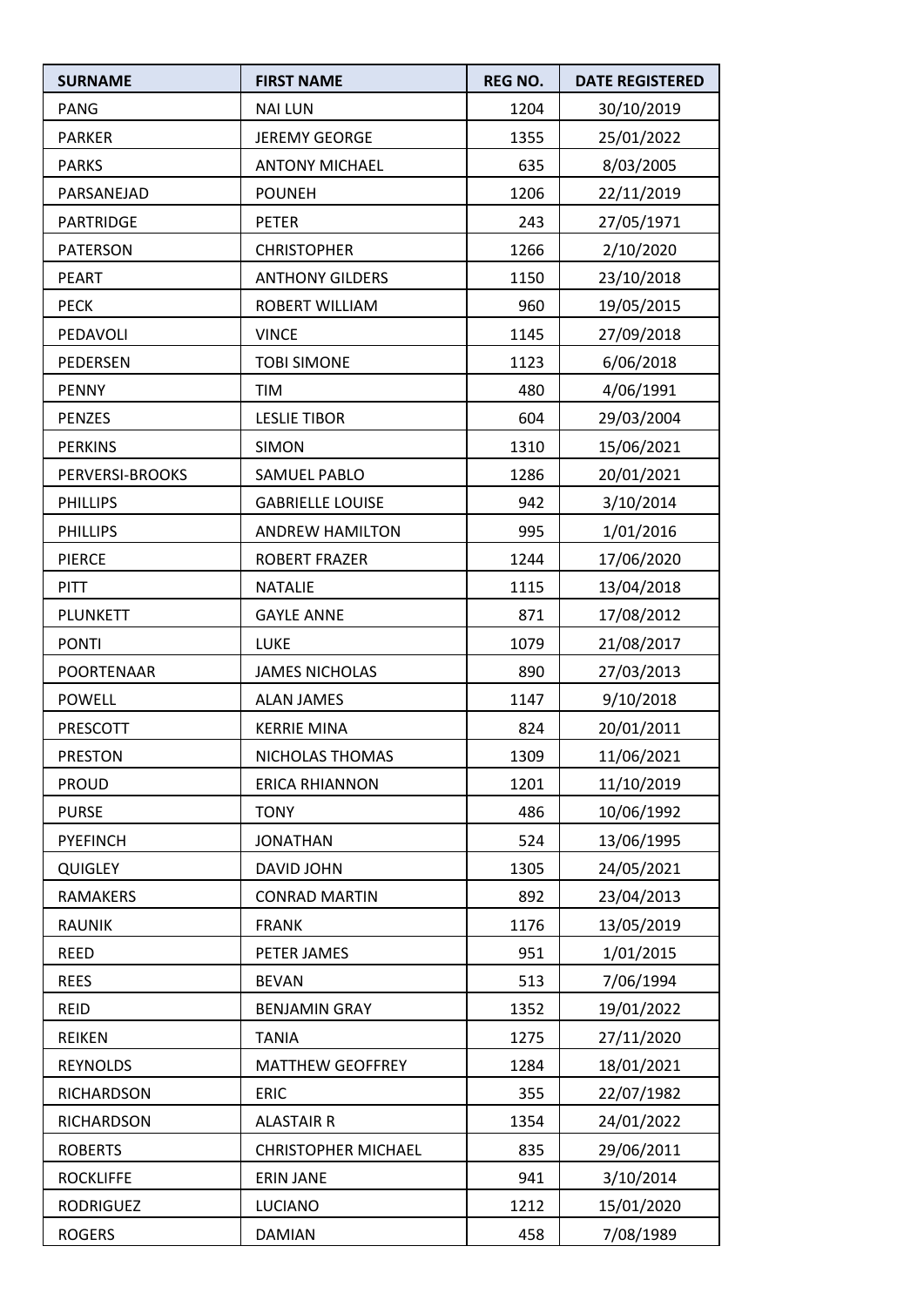| SURNAME | FIRST NAME | REG NO. | DATE REGISTERED |
|---|---|---|---|
| PANG | NAI LUN | 1204 | 30/10/2019 |
| PARKER | JEREMY GEORGE | 1355 | 25/01/2022 |
| PARKS | ANTONY MICHAEL | 635 | 8/03/2005 |
| PARSANEJAD | POUNEH | 1206 | 22/11/2019 |
| PARTRIDGE | PETER | 243 | 27/05/1971 |
| PATERSON | CHRISTOPHER | 1266 | 2/10/2020 |
| PEART | ANTHONY GILDERS | 1150 | 23/10/2018 |
| PECK | ROBERT WILLIAM | 960 | 19/05/2015 |
| PEDAVOLI | VINCE | 1145 | 27/09/2018 |
| PEDERSEN | TOBI SIMONE | 1123 | 6/06/2018 |
| PENNY | TIM | 480 | 4/06/1991 |
| PENZES | LESLIE TIBOR | 604 | 29/03/2004 |
| PERKINS | SIMON | 1310 | 15/06/2021 |
| PERVERSI-BROOKS | SAMUEL PABLO | 1286 | 20/01/2021 |
| PHILLIPS | GABRIELLE LOUISE | 942 | 3/10/2014 |
| PHILLIPS | ANDREW HAMILTON | 995 | 1/01/2016 |
| PIERCE | ROBERT FRAZER | 1244 | 17/06/2020 |
| PITT | NATALIE | 1115 | 13/04/2018 |
| PLUNKETT | GAYLE ANNE | 871 | 17/08/2012 |
| PONTI | LUKE | 1079 | 21/08/2017 |
| POORTENAAR | JAMES NICHOLAS | 890 | 27/03/2013 |
| POWELL | ALAN JAMES | 1147 | 9/10/2018 |
| PRESCOTT | KERRIE MINA | 824 | 20/01/2011 |
| PRESTON | NICHOLAS THOMAS | 1309 | 11/06/2021 |
| PROUD | ERICA RHIANNON | 1201 | 11/10/2019 |
| PURSE | TONY | 486 | 10/06/1992 |
| PYEFINCH | JONATHAN | 524 | 13/06/1995 |
| QUIGLEY | DAVID JOHN | 1305 | 24/05/2021 |
| RAMAKERS | CONRAD MARTIN | 892 | 23/04/2013 |
| RAUNIK | FRANK | 1176 | 13/05/2019 |
| REED | PETER JAMES | 951 | 1/01/2015 |
| REES | BEVAN | 513 | 7/06/1994 |
| REID | BENJAMIN GRAY | 1352 | 19/01/2022 |
| REIKEN | TANIA | 1275 | 27/11/2020 |
| REYNOLDS | MATTHEW GEOFFREY | 1284 | 18/01/2021 |
| RICHARDSON | ERIC | 355 | 22/07/1982 |
| RICHARDSON | ALASTAIR R | 1354 | 24/01/2022 |
| ROBERTS | CHRISTOPHER MICHAEL | 835 | 29/06/2011 |
| ROCKLIFFE | ERIN JANE | 941 | 3/10/2014 |
| RODRIGUEZ | LUCIANO | 1212 | 15/01/2020 |
| ROGERS | DAMIAN | 458 | 7/08/1989 |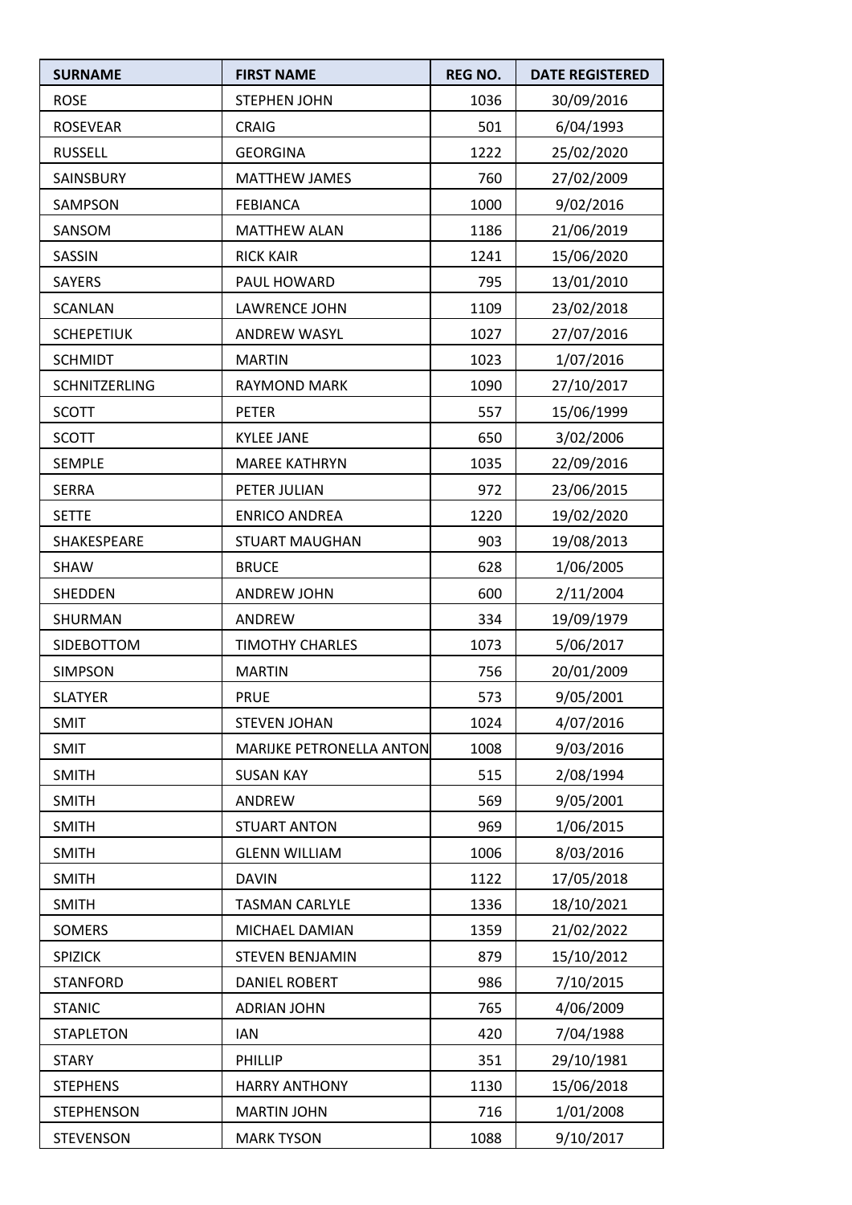| SURNAME | FIRST NAME | REG NO. | DATE REGISTERED |
| --- | --- | --- | --- |
| ROSE | STEPHEN JOHN | 1036 | 30/09/2016 |
| ROSEVEAR | CRAIG | 501 | 6/04/1993 |
| RUSSELL | GEORGINA | 1222 | 25/02/2020 |
| SAINSBURY | MATTHEW JAMES | 760 | 27/02/2009 |
| SAMPSON | FEBIANCA | 1000 | 9/02/2016 |
| SANSOM | MATTHEW ALAN | 1186 | 21/06/2019 |
| SASSIN | RICK KAIR | 1241 | 15/06/2020 |
| SAYERS | PAUL HOWARD | 795 | 13/01/2010 |
| SCANLAN | LAWRENCE JOHN | 1109 | 23/02/2018 |
| SCHEPETIUK | ANDREW WASYL | 1027 | 27/07/2016 |
| SCHMIDT | MARTIN | 1023 | 1/07/2016 |
| SCHNITZERLING | RAYMOND MARK | 1090 | 27/10/2017 |
| SCOTT | PETER | 557 | 15/06/1999 |
| SCOTT | KYLEE JANE | 650 | 3/02/2006 |
| SEMPLE | MAREE KATHRYN | 1035 | 22/09/2016 |
| SERRA | PETER JULIAN | 972 | 23/06/2015 |
| SETTE | ENRICO ANDREA | 1220 | 19/02/2020 |
| SHAKESPEARE | STUART MAUGHAN | 903 | 19/08/2013 |
| SHAW | BRUCE | 628 | 1/06/2005 |
| SHEDDEN | ANDREW JOHN | 600 | 2/11/2004 |
| SHURMAN | ANDREW | 334 | 19/09/1979 |
| SIDEBOTTOM | TIMOTHY CHARLES | 1073 | 5/06/2017 |
| SIMPSON | MARTIN | 756 | 20/01/2009 |
| SLATYER | PRUE | 573 | 9/05/2001 |
| SMIT | STEVEN JOHAN | 1024 | 4/07/2016 |
| SMIT | MARIJKE PETRONELLA ANTON | 1008 | 9/03/2016 |
| SMITH | SUSAN KAY | 515 | 2/08/1994 |
| SMITH | ANDREW | 569 | 9/05/2001 |
| SMITH | STUART ANTON | 969 | 1/06/2015 |
| SMITH | GLENN WILLIAM | 1006 | 8/03/2016 |
| SMITH | DAVIN | 1122 | 17/05/2018 |
| SMITH | TASMAN CARLYLE | 1336 | 18/10/2021 |
| SOMERS | MICHAEL DAMIAN | 1359 | 21/02/2022 |
| SPIZICK | STEVEN BENJAMIN | 879 | 15/10/2012 |
| STANFORD | DANIEL ROBERT | 986 | 7/10/2015 |
| STANIC | ADRIAN JOHN | 765 | 4/06/2009 |
| STAPLETON | IAN | 420 | 7/04/1988 |
| STARY | PHILLIP | 351 | 29/10/1981 |
| STEPHENS | HARRY ANTHONY | 1130 | 15/06/2018 |
| STEPHENSON | MARTIN JOHN | 716 | 1/01/2008 |
| STEVENSON | MARK TYSON | 1088 | 9/10/2017 |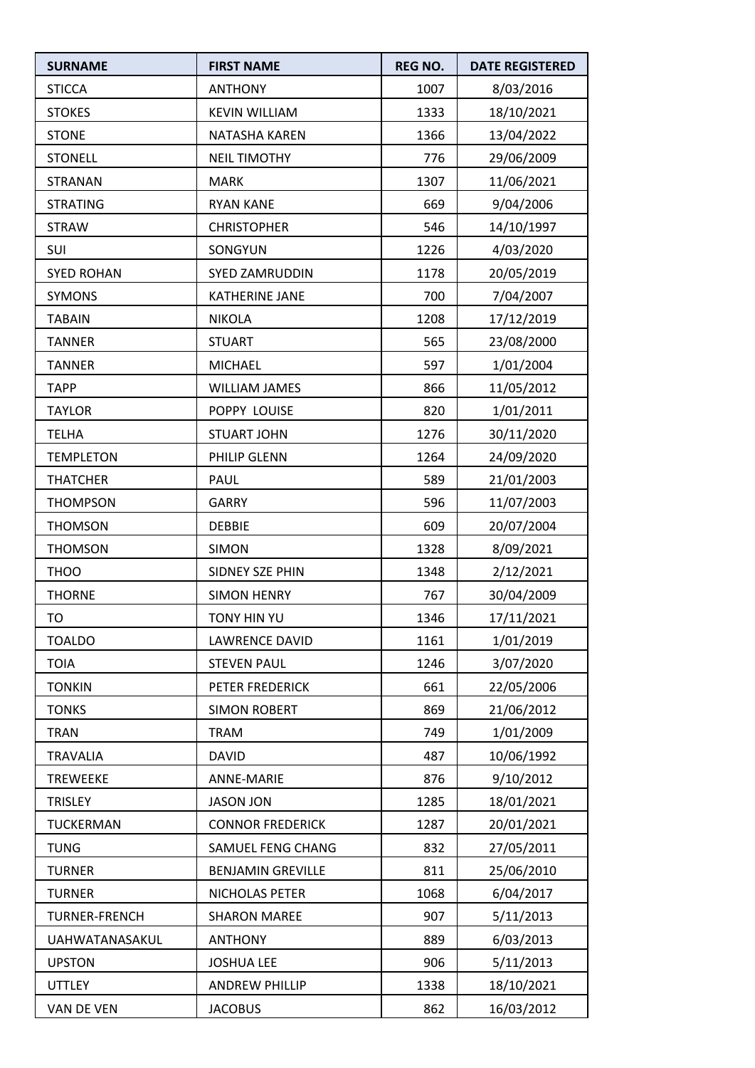| SURNAME | FIRST NAME | REG NO. | DATE REGISTERED |
|---|---|---|---|
| STICCA | ANTHONY | 1007 | 8/03/2016 |
| STOKES | KEVIN WILLIAM | 1333 | 18/10/2021 |
| STONE | NATASHA KAREN | 1366 | 13/04/2022 |
| STONELL | NEIL TIMOTHY | 776 | 29/06/2009 |
| STRANAN | MARK | 1307 | 11/06/2021 |
| STRATING | RYAN KANE | 669 | 9/04/2006 |
| STRAW | CHRISTOPHER | 546 | 14/10/1997 |
| SUI | SONGYUN | 1226 | 4/03/2020 |
| SYED ROHAN | SYED ZAMRUDDIN | 1178 | 20/05/2019 |
| SYMONS | KATHERINE JANE | 700 | 7/04/2007 |
| TABAIN | NIKOLA | 1208 | 17/12/2019 |
| TANNER | STUART | 565 | 23/08/2000 |
| TANNER | MICHAEL | 597 | 1/01/2004 |
| TAPP | WILLIAM JAMES | 866 | 11/05/2012 |
| TAYLOR | POPPY LOUISE | 820 | 1/01/2011 |
| TELHA | STUART JOHN | 1276 | 30/11/2020 |
| TEMPLETON | PHILIP GLENN | 1264 | 24/09/2020 |
| THATCHER | PAUL | 589 | 21/01/2003 |
| THOMPSON | GARRY | 596 | 11/07/2003 |
| THOMSON | DEBBIE | 609 | 20/07/2004 |
| THOMSON | SIMON | 1328 | 8/09/2021 |
| THOO | SIDNEY SZE PHIN | 1348 | 2/12/2021 |
| THORNE | SIMON HENRY | 767 | 30/04/2009 |
| TO | TONY HIN YU | 1346 | 17/11/2021 |
| TOALDO | LAWRENCE DAVID | 1161 | 1/01/2019 |
| TOIA | STEVEN PAUL | 1246 | 3/07/2020 |
| TONKIN | PETER FREDERICK | 661 | 22/05/2006 |
| TONKS | SIMON ROBERT | 869 | 21/06/2012 |
| TRAN | TRAM | 749 | 1/01/2009 |
| TRAVALIA | DAVID | 487 | 10/06/1992 |
| TREWEEKE | ANNE-MARIE | 876 | 9/10/2012 |
| TRISLEY | JASON JON | 1285 | 18/01/2021 |
| TUCKERMAN | CONNOR FREDERICK | 1287 | 20/01/2021 |
| TUNG | SAMUEL FENG CHANG | 832 | 27/05/2011 |
| TURNER | BENJAMIN GREVILLE | 811 | 25/06/2010 |
| TURNER | NICHOLAS PETER | 1068 | 6/04/2017 |
| TURNER-FRENCH | SHARON MAREE | 907 | 5/11/2013 |
| UAHWATANASAKUL | ANTHONY | 889 | 6/03/2013 |
| UPSTON | JOSHUA LEE | 906 | 5/11/2013 |
| UTTLEY | ANDREW PHILLIP | 1338 | 18/10/2021 |
| VAN DE VEN | JACOBUS | 862 | 16/03/2012 |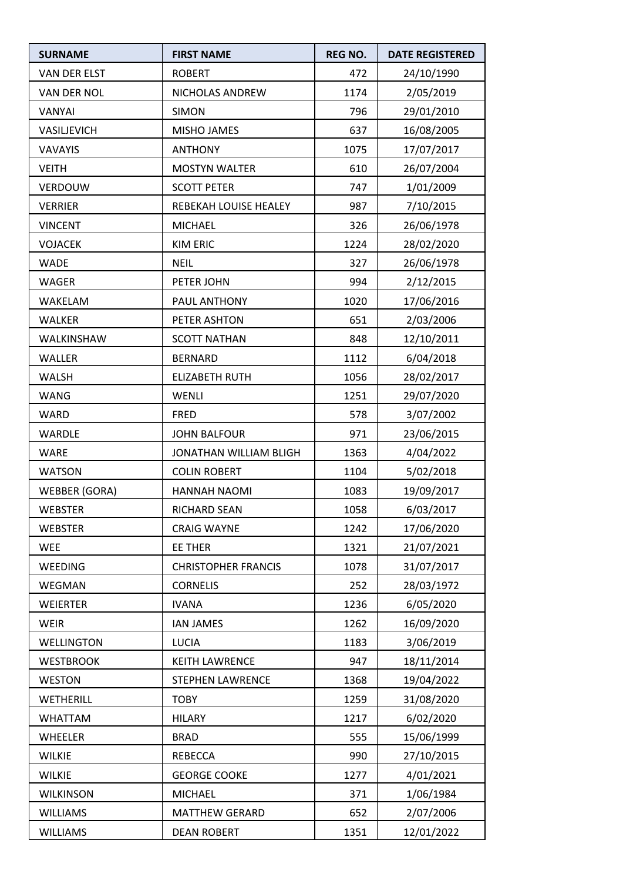| SURNAME | FIRST NAME | REG NO. | DATE REGISTERED |
| --- | --- | --- | --- |
| VAN DER ELST | ROBERT | 472 | 24/10/1990 |
| VAN DER NOL | NICHOLAS ANDREW | 1174 | 2/05/2019 |
| VANYAI | SIMON | 796 | 29/01/2010 |
| VASILJEVICH | MISHO JAMES | 637 | 16/08/2005 |
| VAVAYIS | ANTHONY | 1075 | 17/07/2017 |
| VEITH | MOSTYN WALTER | 610 | 26/07/2004 |
| VERDOUW | SCOTT PETER | 747 | 1/01/2009 |
| VERRIER | REBEKAH LOUISE HEALEY | 987 | 7/10/2015 |
| VINCENT | MICHAEL | 326 | 26/06/1978 |
| VOJACEK | KIM ERIC | 1224 | 28/02/2020 |
| WADE | NEIL | 327 | 26/06/1978 |
| WAGER | PETER JOHN | 994 | 2/12/2015 |
| WAKELAM | PAUL ANTHONY | 1020 | 17/06/2016 |
| WALKER | PETER ASHTON | 651 | 2/03/2006 |
| WALKINSHAW | SCOTT NATHAN | 848 | 12/10/2011 |
| WALLER | BERNARD | 1112 | 6/04/2018 |
| WALSH | ELIZABETH RUTH | 1056 | 28/02/2017 |
| WANG | WENLI | 1251 | 29/07/2020 |
| WARD | FRED | 578 | 3/07/2002 |
| WARDLE | JOHN BALFOUR | 971 | 23/06/2015 |
| WARE | JONATHAN WILLIAM BLIGH | 1363 | 4/04/2022 |
| WATSON | COLIN ROBERT | 1104 | 5/02/2018 |
| WEBBER (GORA) | HANNAH NAOMI | 1083 | 19/09/2017 |
| WEBSTER | RICHARD SEAN | 1058 | 6/03/2017 |
| WEBSTER | CRAIG WAYNE | 1242 | 17/06/2020 |
| WEE | EE THER | 1321 | 21/07/2021 |
| WEEDING | CHRISTOPHER FRANCIS | 1078 | 31/07/2017 |
| WEGMAN | CORNELIS | 252 | 28/03/1972 |
| WEIERTER | IVANA | 1236 | 6/05/2020 |
| WEIR | IAN JAMES | 1262 | 16/09/2020 |
| WELLINGTON | LUCIA | 1183 | 3/06/2019 |
| WESTBROOK | KEITH LAWRENCE | 947 | 18/11/2014 |
| WESTON | STEPHEN LAWRENCE | 1368 | 19/04/2022 |
| WETHERILL | TOBY | 1259 | 31/08/2020 |
| WHATTAM | HILARY | 1217 | 6/02/2020 |
| WHEELER | BRAD | 555 | 15/06/1999 |
| WILKIE | REBECCA | 990 | 27/10/2015 |
| WILKIE | GEORGE COOKE | 1277 | 4/01/2021 |
| WILKINSON | MICHAEL | 371 | 1/06/1984 |
| WILLIAMS | MATTHEW GERARD | 652 | 2/07/2006 |
| WILLIAMS | DEAN ROBERT | 1351 | 12/01/2022 |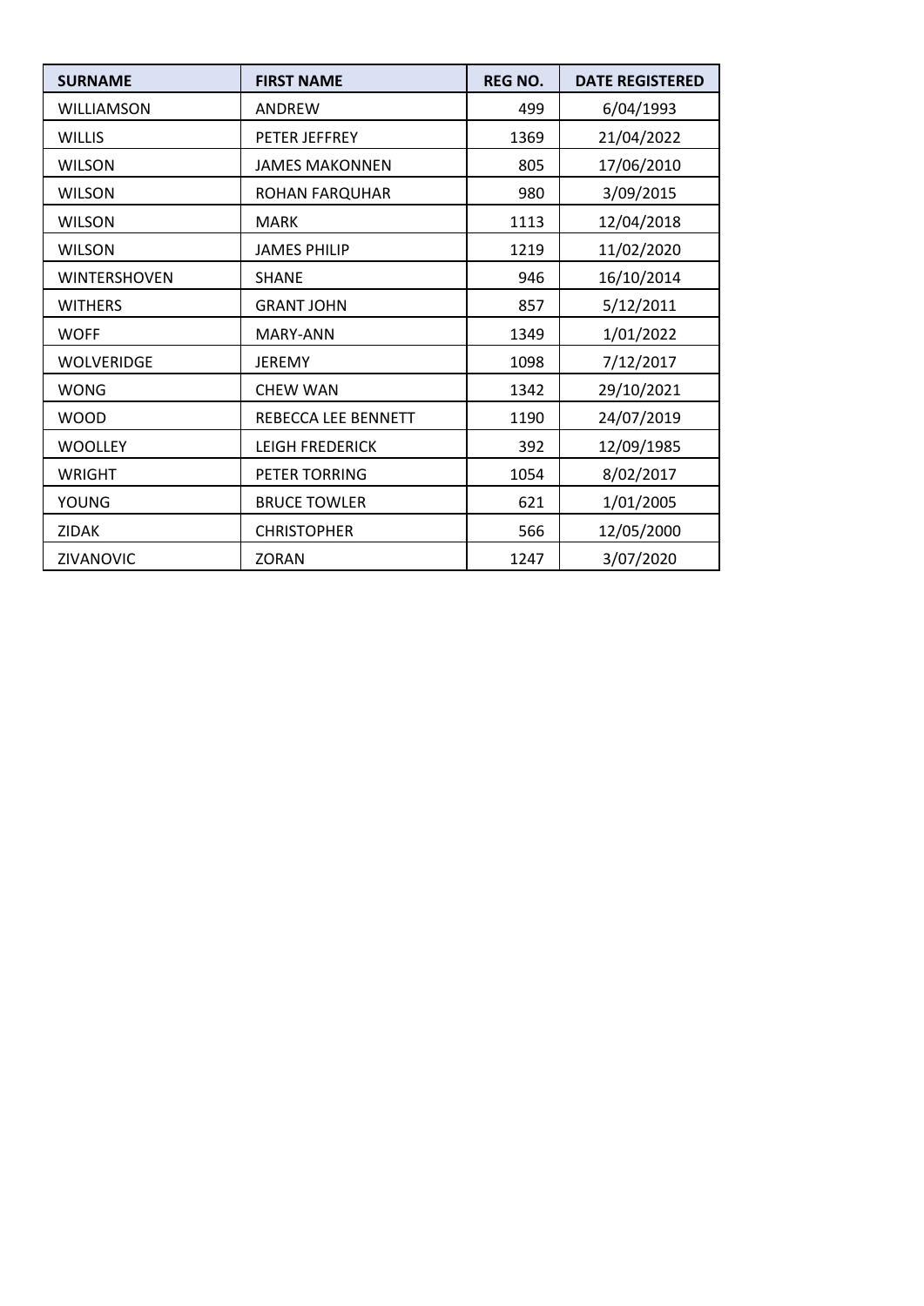| SURNAME | FIRST NAME | REG NO. | DATE REGISTERED |
| --- | --- | --- | --- |
| WILLIAMSON | ANDREW | 499 | 6/04/1993 |
| WILLIS | PETER JEFFREY | 1369 | 21/04/2022 |
| WILSON | JAMES MAKONNEN | 805 | 17/06/2010 |
| WILSON | ROHAN FARQUHAR | 980 | 3/09/2015 |
| WILSON | MARK | 1113 | 12/04/2018 |
| WILSON | JAMES PHILIP | 1219 | 11/02/2020 |
| WINTERSHOVEN | SHANE | 946 | 16/10/2014 |
| WITHERS | GRANT JOHN | 857 | 5/12/2011 |
| WOFF | MARY-ANN | 1349 | 1/01/2022 |
| WOLVERIDGE | JEREMY | 1098 | 7/12/2017 |
| WONG | CHEW WAN | 1342 | 29/10/2021 |
| WOOD | REBECCA LEE BENNETT | 1190 | 24/07/2019 |
| WOOLLEY | LEIGH FREDERICK | 392 | 12/09/1985 |
| WRIGHT | PETER TORRING | 1054 | 8/02/2017 |
| YOUNG | BRUCE TOWLER | 621 | 1/01/2005 |
| ZIDAK | CHRISTOPHER | 566 | 12/05/2000 |
| ZIVANOVIC | ZORAN | 1247 | 3/07/2020 |